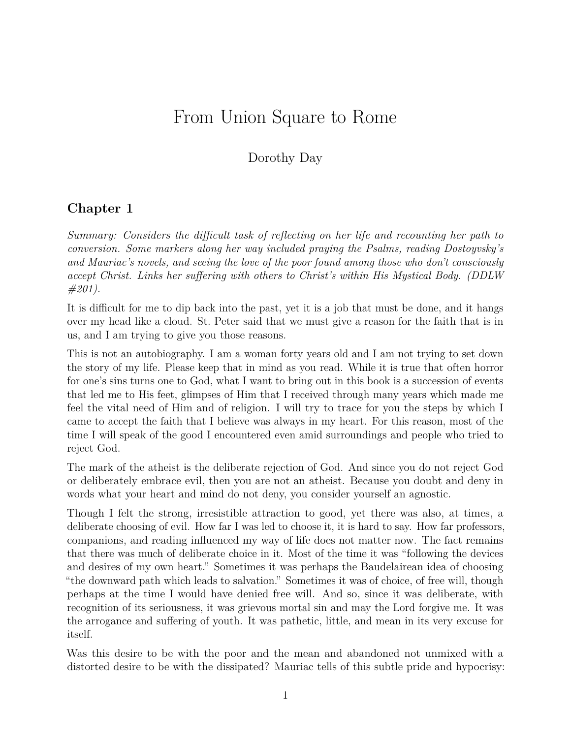# From Union Square to Rome

Dorothy Day

## Chapter 1

*Summary: Considers the difficult task of reflecting on her life and recounting her path to conversion. Some markers along her way included praying the Psalms, reading Dostoyvsky's and Mauriac's novels, and seeing the love of the poor found among those who don't consciously accept Christ. Links her suffering with others to Christ's within His Mystical Body. (DDLW #201).*

It is difficult for me to dip back into the past, yet it is a job that must be done, and it hangs over my head like a cloud. St. Peter said that we must give a reason for the faith that is in us, and I am trying to give you those reasons.

This is not an autobiography. I am a woman forty years old and I am not trying to set down the story of my life. Please keep that in mind as you read. While it is true that often horror for one's sins turns one to God, what I want to bring out in this book is a succession of events that led me to His feet, glimpses of Him that I received through many years which made me feel the vital need of Him and of religion. I will try to trace for you the steps by which I came to accept the faith that I believe was always in my heart. For this reason, most of the time I will speak of the good I encountered even amid surroundings and people who tried to reject God.

The mark of the atheist is the deliberate rejection of God. And since you do not reject God or deliberately embrace evil, then you are not an atheist. Because you doubt and deny in words what your heart and mind do not deny, you consider yourself an agnostic.

Though I felt the strong, irresistible attraction to good, yet there was also, at times, a deliberate choosing of evil. How far I was led to choose it, it is hard to say. How far professors, companions, and reading influenced my way of life does not matter now. The fact remains that there was much of deliberate choice in it. Most of the time it was "following the devices and desires of my own heart." Sometimes it was perhaps the Baudelairean idea of choosing "the downward path which leads to salvation." Sometimes it was of choice, of free will, though perhaps at the time I would have denied free will. And so, since it was deliberate, with recognition of its seriousness, it was grievous mortal sin and may the Lord forgive me. It was the arrogance and suffering of youth. It was pathetic, little, and mean in its very excuse for itself.

Was this desire to be with the poor and the mean and abandoned not unmixed with a distorted desire to be with the dissipated? Mauriac tells of this subtle pride and hypocrisy: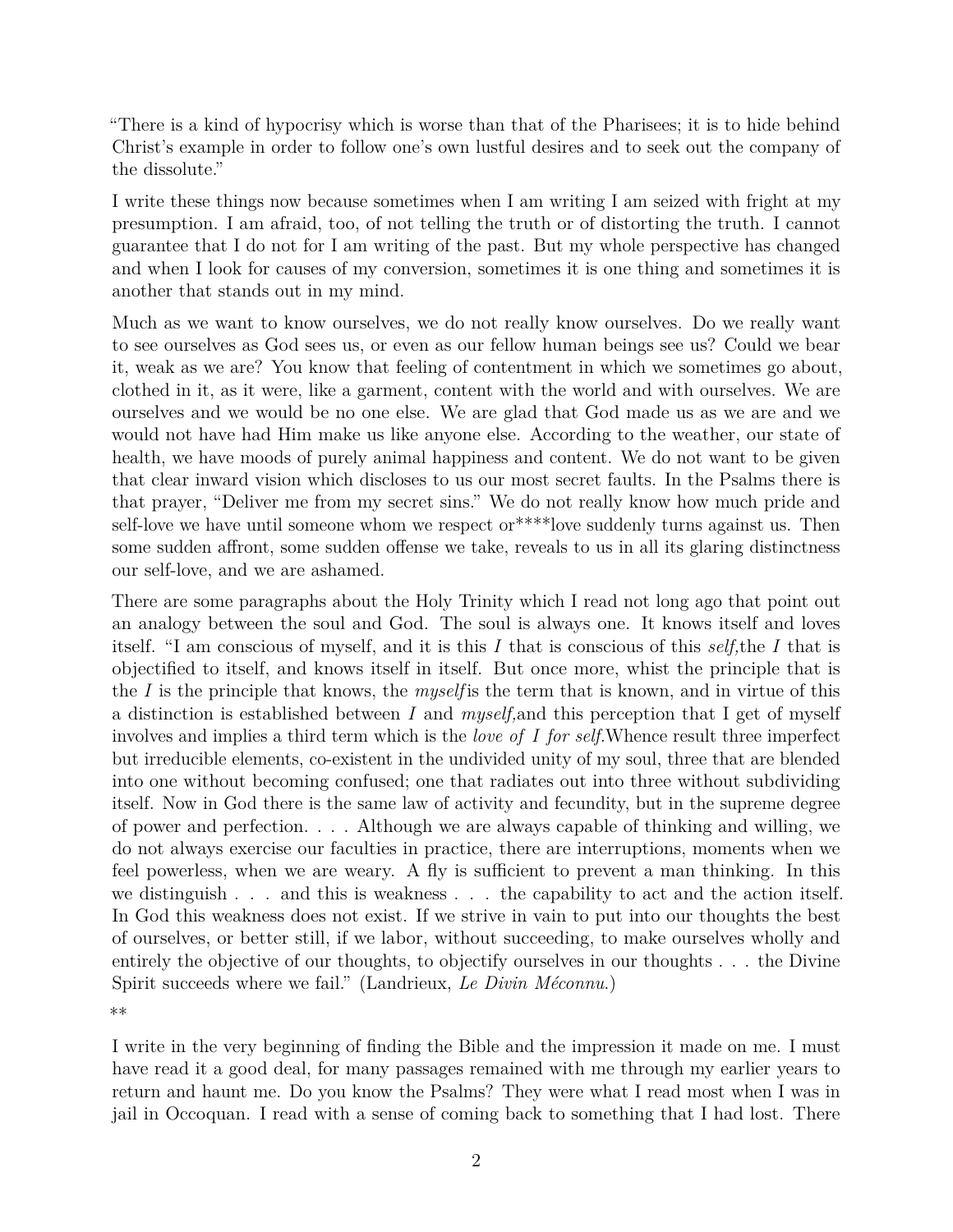"There is a kind of hypocrisy which is worse than that of the Pharisees; it is to hide behind Christ's example in order to follow one's own lustful desires and to seek out the company of the dissolute."

I write these things now because sometimes when I am writing I am seized with fright at my presumption. I am afraid, too, of not telling the truth or of distorting the truth. I cannot guarantee that I do not for I am writing of the past. But my whole perspective has changed and when I look for causes of my conversion, sometimes it is one thing and sometimes it is another that stands out in my mind.

Much as we want to know ourselves, we do not really know ourselves. Do we really want to see ourselves as God sees us, or even as our fellow human beings see us? Could we bear it, weak as we are? You know that feeling of contentment in which we sometimes go about, clothed in it, as it were, like a garment, content with the world and with ourselves. We are ourselves and we would be no one else. We are glad that God made us as we are and we would not have had Him make us like anyone else. According to the weather, our state of health, we have moods of purely animal happiness and content. We do not want to be given that clear inward vision which discloses to us our most secret faults. In the Psalms there is that prayer, "Deliver me from my secret sins." We do not really know how much pride and self-love we have until someone whom we respect or****love suddenly turns against us. Then some sudden affront, some sudden offense we take, reveals to us in all its glaring distinctness our self-love, and we are ashamed.

There are some paragraphs about the Holy Trinity which I read not long ago that point out an analogy between the soul and God. The soul is always one. It knows itself and loves itself. "I am conscious of myself, and it is this *I* that is conscious of this *self,*the *I* that is objectified to itself, and knows itself in itself. But once more, whist the principle that is the *I* is the principle that knows, the *myself*is the term that is known, and in virtue of this a distinction is established between *I* and *myself,*and this perception that I get of myself involves and implies a third term which is the *love of I for self.*Whence result three imperfect but irreducible elements, co-existent in the undivided unity of my soul, three that are blended into one without becoming confused; one that radiates out into three without subdividing itself. Now in God there is the same law of activity and fecundity, but in the supreme degree of power and perfection. . . . Although we are always capable of thinking and willing, we do not always exercise our faculties in practice, there are interruptions, moments when we feel powerless, when we are weary. A fly is sufficient to prevent a man thinking. In this we distinguish . . . and this is weakness . . . the capability to act and the action itself. In God this weakness does not exist. If we strive in vain to put into our thoughts the best of ourselves, or better still, if we labor, without succeeding, to make ourselves wholly and entirely the objective of our thoughts, to objectify ourselves in our thoughts . . . the Divine Spirit succeeds where we fail." (Landrieux, *Le Divin Méconnu.*)

**

I write in the very beginning of finding the Bible and the impression it made on me. I must have read it a good deal, for many passages remained with me through my earlier years to return and haunt me. Do you know the Psalms? They were what I read most when I was in jail in Occoquan. I read with a sense of coming back to something that I had lost. There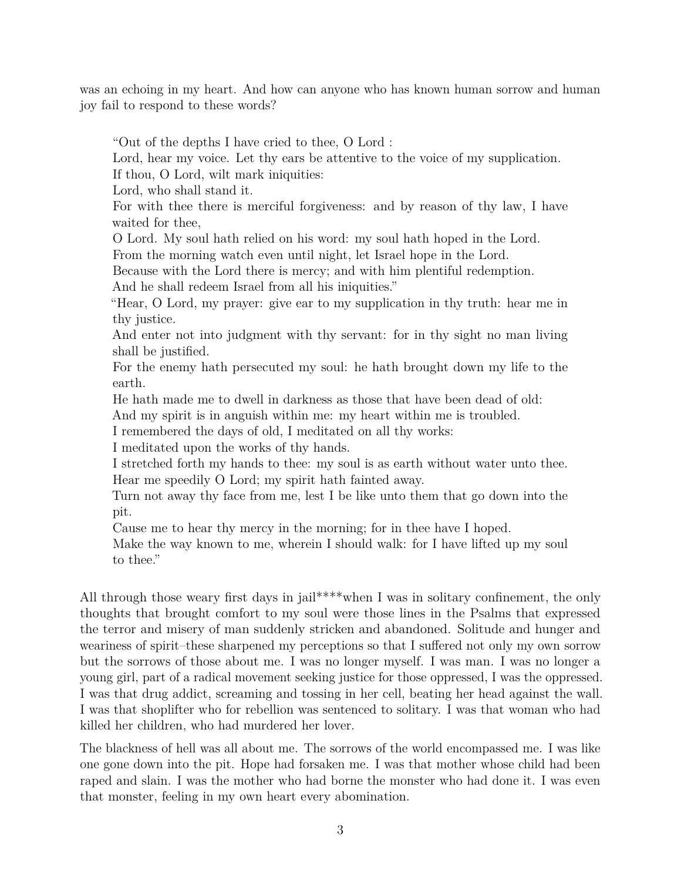was an echoing in my heart. And how can anyone who has known human sorrow and human joy fail to respond to these words?

> "Out of the depths I have cried to thee, O Lord :
> Lord, hear my voice. Let thy ears be attentive to the voice of my supplication.
> If thou, O Lord, wilt mark iniquities:
> Lord, who shall stand it.
> For with thee there is merciful forgiveness: and by reason of thy law, I have waited for thee,
> O Lord. My soul hath relied on his word: my soul hath hoped in the Lord.
> From the morning watch even until night, let Israel hope in the Lord.
> Because with the Lord there is mercy; and with him plentiful redemption.
> And he shall redeem Israel from all his iniquities."
> "Hear, O Lord, my prayer: give ear to my supplication in thy truth: hear me in thy justice.
> And enter not into judgment with thy servant: for in thy sight no man living shall be justified.
> For the enemy hath persecuted my soul: he hath brought down my life to the earth.
> He hath made me to dwell in darkness as those that have been dead of old:
> And my spirit is in anguish within me: my heart within me is troubled.
> I remembered the days of old, I meditated on all thy works:
> I meditated upon the works of thy hands.
> I stretched forth my hands to thee: my soul is as earth without water unto thee.
> Hear me speedily O Lord; my spirit hath fainted away.
> Turn not away thy face from me, lest I be like unto them that go down into the pit.
> Cause me to hear thy mercy in the morning; for in thee have I hoped.
> Make the way known to me, wherein I should walk: for I have lifted up my soul to thee."

All through those weary first days in jail****when I was in solitary confinement, the only thoughts that brought comfort to my soul were those lines in the Psalms that expressed the terror and misery of man suddenly stricken and abandoned. Solitude and hunger and weariness of spirit–these sharpened my perceptions so that I suffered not only my own sorrow but the sorrows of those about me. I was no longer myself. I was man. I was no longer a young girl, part of a radical movement seeking justice for those oppressed, I was the oppressed. I was that drug addict, screaming and tossing in her cell, beating her head against the wall. I was that shoplifter who for rebellion was sentenced to solitary. I was that woman who had killed her children, who had murdered her lover.

The blackness of hell was all about me. The sorrows of the world encompassed me. I was like one gone down into the pit. Hope had forsaken me. I was that mother whose child had been raped and slain. I was the mother who had borne the monster who had done it. I was even that monster, feeling in my own heart every abomination.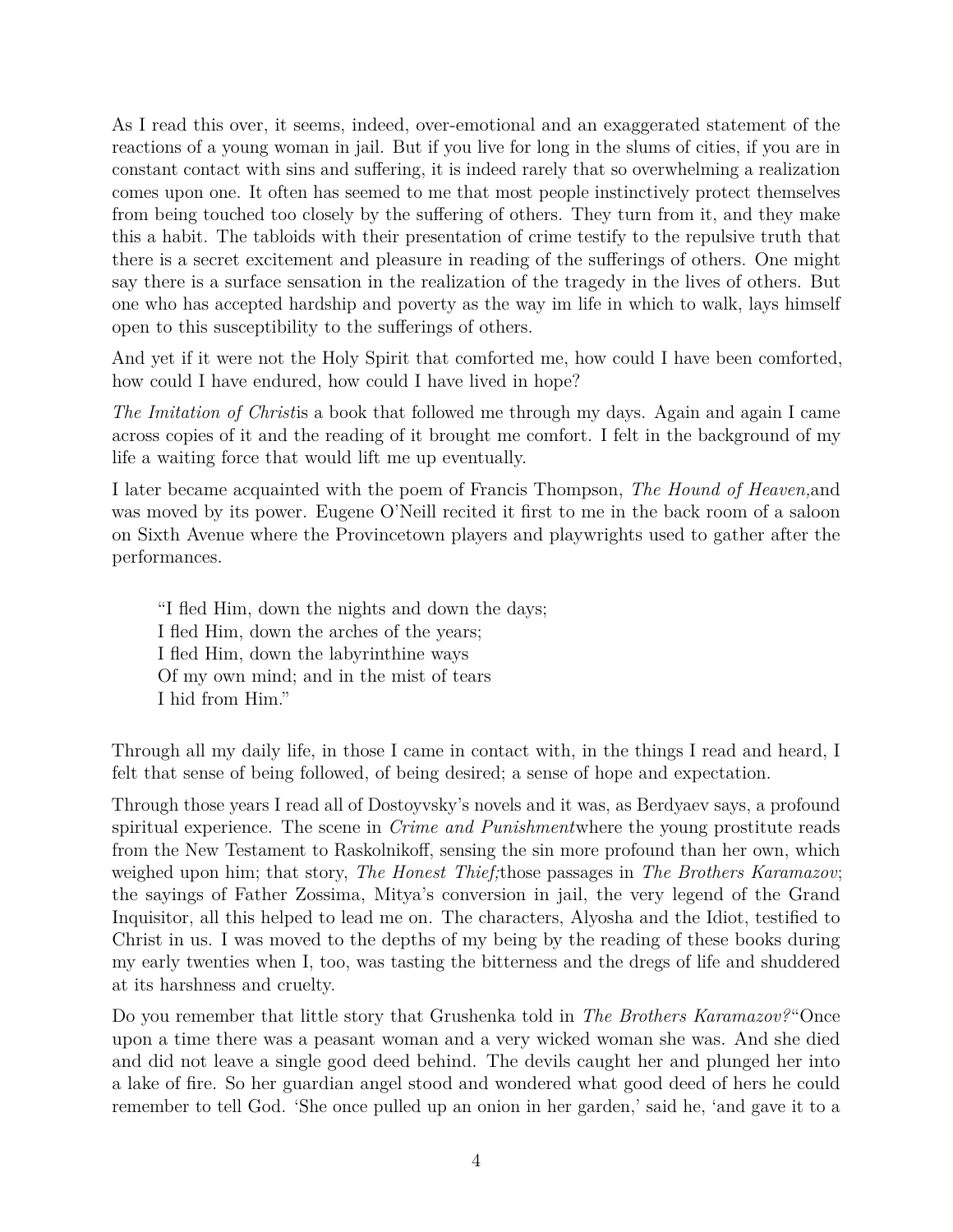As I read this over, it seems, indeed, over-emotional and an exaggerated statement of the reactions of a young woman in jail. But if you live for long in the slums of cities, if you are in constant contact with sins and suffering, it is indeed rarely that so overwhelming a realization comes upon one. It often has seemed to me that most people instinctively protect themselves from being touched too closely by the suffering of others. They turn from it, and they make this a habit. The tabloids with their presentation of crime testify to the repulsive truth that there is a secret excitement and pleasure in reading of the sufferings of others. One might say there is a surface sensation in the realization of the tragedy in the lives of others. But one who has accepted hardship and poverty as the way im life in which to walk, lays himself open to this susceptibility to the sufferings of others.

And yet if it were not the Holy Spirit that comforted me, how could I have been comforted, how could I have endured, how could I have lived in hope?

*The Imitation of Christ*is a book that followed me through my days. Again and again I came across copies of it and the reading of it brought me comfort. I felt in the background of my life a waiting force that would lift me up eventually.

I later became acquainted with the poem of Francis Thompson, *The Hound of Heaven,*and was moved by its power. Eugene O'Neill recited it first to me in the back room of a saloon on Sixth Avenue where the Provincetown players and playwrights used to gather after the performances.

> "I fled Him, down the nights and down the days;
> I fled Him, down the arches of the years;
> I fled Him, down the labyrinthine ways
> Of my own mind; and in the mist of tears
> I hid from Him."

Through all my daily life, in those I came in contact with, in the things I read and heard, I felt that sense of being followed, of being desired; a sense of hope and expectation.

Through those years I read all of Dostoyvsky's novels and it was, as Berdyaev says, a profound spiritual experience. The scene in *Crime and Punishment*where the young prostitute reads from the New Testament to Raskolnikoff, sensing the sin more profound than her own, which weighed upon him; that story, *The Honest Thief;*those passages in *The Brothers Karamazov*; the sayings of Father Zossima, Mitya's conversion in jail, the very legend of the Grand Inquisitor, all this helped to lead me on. The characters, Alyosha and the Idiot, testified to Christ in us. I was moved to the depths of my being by the reading of these books during my early twenties when I, too, was tasting the bitterness and the dregs of life and shuddered at its harshness and cruelty.

Do you remember that little story that Grushenka told in *The Brothers Karamazov?*"Once upon a time there was a peasant woman and a very wicked woman she was. And she died and did not leave a single good deed behind. The devils caught her and plunged her into a lake of fire. So her guardian angel stood and wondered what good deed of hers he could remember to tell God. 'She once pulled up an onion in her garden,' said he, 'and gave it to a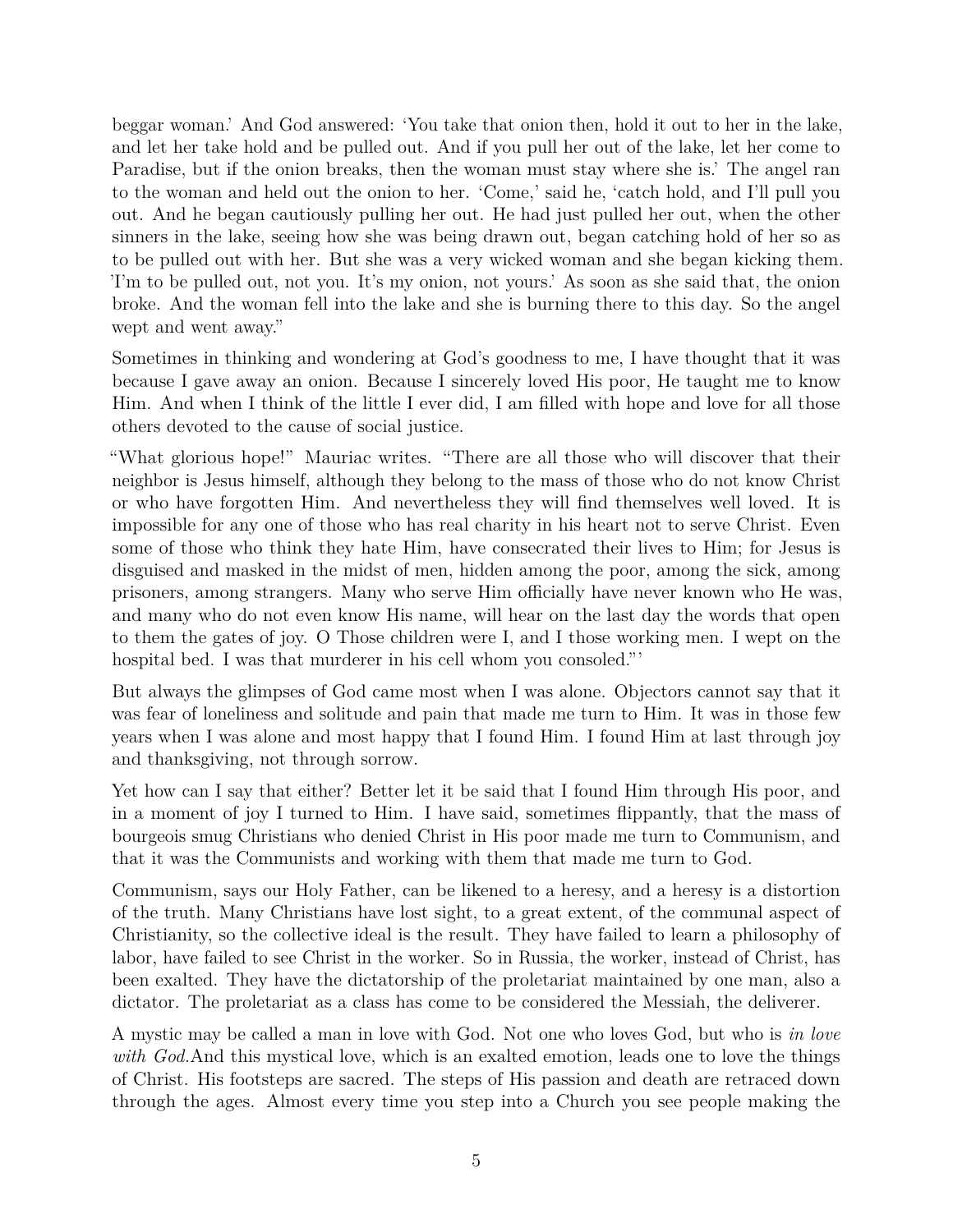beggar woman.' And God answered: 'You take that onion then, hold it out to her in the lake, and let her take hold and be pulled out. And if you pull her out of the lake, let her come to Paradise, but if the onion breaks, then the woman must stay where she is.' The angel ran to the woman and held out the onion to her. 'Come,' said he, 'catch hold, and I'll pull you out. And he began cautiously pulling her out. He had just pulled her out, when the other sinners in the lake, seeing how she was being drawn out, began catching hold of her so as to be pulled out with her. But she was a very wicked woman and she began kicking them. 'I'm to be pulled out, not you. It's my onion, not yours.' As soon as she said that, the onion broke. And the woman fell into the lake and she is burning there to this day. So the angel wept and went away."

Sometimes in thinking and wondering at God's goodness to me, I have thought that it was because I gave away an onion. Because I sincerely loved His poor, He taught me to know Him. And when I think of the little I ever did, I am filled with hope and love for all those others devoted to the cause of social justice.

"What glorious hope!" Mauriac writes. "There are all those who will discover that their neighbor is Jesus himself, although they belong to the mass of those who do not know Christ or who have forgotten Him. And nevertheless they will find themselves well loved. It is impossible for any one of those who has real charity in his heart not to serve Christ. Even some of those who think they hate Him, have consecrated their lives to Him; for Jesus is disguised and masked in the midst of men, hidden among the poor, among the sick, among prisoners, among strangers. Many who serve Him officially have never known who He was, and many who do not even know His name, will hear on the last day the words that open to them the gates of joy. O Those children were I, and I those working men. I wept on the hospital bed. I was that murderer in his cell whom you consoled."'

But always the glimpses of God came most when I was alone. Objectors cannot say that it was fear of loneliness and solitude and pain that made me turn to Him. It was in those few years when I was alone and most happy that I found Him. I found Him at last through joy and thanksgiving, not through sorrow.

Yet how can I say that either? Better let it be said that I found Him through His poor, and in a moment of joy I turned to Him. I have said, sometimes flippantly, that the mass of bourgeois smug Christians who denied Christ in His poor made me turn to Communism, and that it was the Communists and working with them that made me turn to God.

Communism, says our Holy Father, can be likened to a heresy, and a heresy is a distortion of the truth. Many Christians have lost sight, to a great extent, of the communal aspect of Christianity, so the collective ideal is the result. They have failed to learn a philosophy of labor, have failed to see Christ in the worker. So in Russia, the worker, instead of Christ, has been exalted. They have the dictatorship of the proletariat maintained by one man, also a dictator. The proletariat as a class has come to be considered the Messiah, the deliverer.

A mystic may be called a man in love with God. Not one who loves God, but who is *in love with God.*And this mystical love, which is an exalted emotion, leads one to love the things of Christ. His footsteps are sacred. The steps of His passion and death are retraced down through the ages. Almost every time you step into a Church you see people making the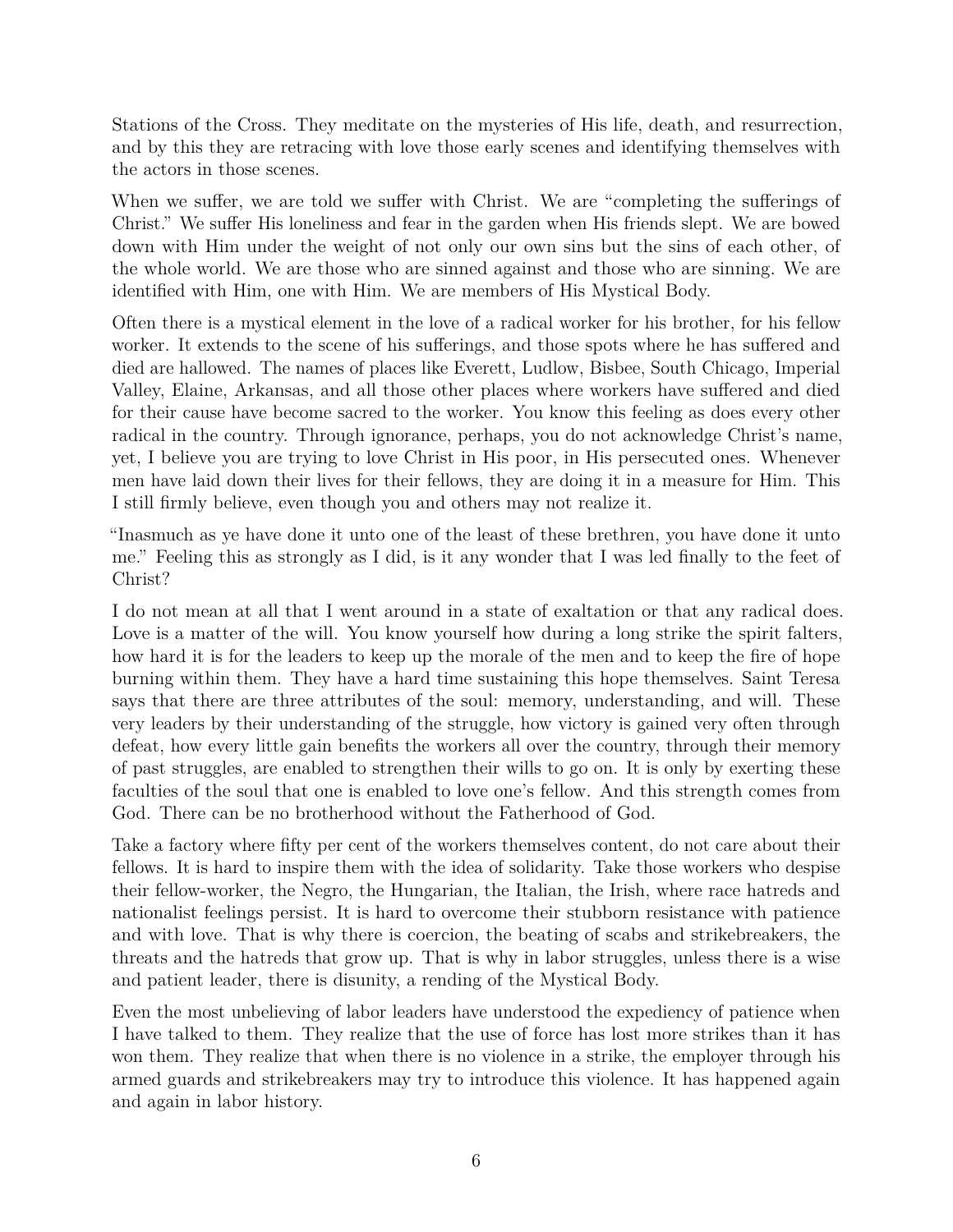Stations of the Cross. They meditate on the mysteries of His life, death, and resurrection, and by this they are retracing with love those early scenes and identifying themselves with the actors in those scenes.

When we suffer, we are told we suffer with Christ. We are "completing the sufferings of Christ." We suffer His loneliness and fear in the garden when His friends slept. We are bowed down with Him under the weight of not only our own sins but the sins of each other, of the whole world. We are those who are sinned against and those who are sinning. We are identified with Him, one with Him. We are members of His Mystical Body.

Often there is a mystical element in the love of a radical worker for his brother, for his fellow worker. It extends to the scene of his sufferings, and those spots where he has suffered and died are hallowed. The names of places like Everett, Ludlow, Bisbee, South Chicago, Imperial Valley, Elaine, Arkansas, and all those other places where workers have suffered and died for their cause have become sacred to the worker. You know this feeling as does every other radical in the country. Through ignorance, perhaps, you do not acknowledge Christ's name, yet, I believe you are trying to love Christ in His poor, in His persecuted ones. Whenever men have laid down their lives for their fellows, they are doing it in a measure for Him. This I still firmly believe, even though you and others may not realize it.

"Inasmuch as ye have done it unto one of the least of these brethren, you have done it unto me." Feeling this as strongly as I did, is it any wonder that I was led finally to the feet of Christ?

I do not mean at all that I went around in a state of exaltation or that any radical does. Love is a matter of the will. You know yourself how during a long strike the spirit falters, how hard it is for the leaders to keep up the morale of the men and to keep the fire of hope burning within them. They have a hard time sustaining this hope themselves. Saint Teresa says that there are three attributes of the soul: memory, understanding, and will. These very leaders by their understanding of the struggle, how victory is gained very often through defeat, how every little gain benefits the workers all over the country, through their memory of past struggles, are enabled to strengthen their wills to go on. It is only by exerting these faculties of the soul that one is enabled to love one's fellow. And this strength comes from God. There can be no brotherhood without the Fatherhood of God.

Take a factory where fifty per cent of the workers themselves content, do not care about their fellows. It is hard to inspire them with the idea of solidarity. Take those workers who despise their fellow-worker, the Negro, the Hungarian, the Italian, the Irish, where race hatreds and nationalist feelings persist. It is hard to overcome their stubborn resistance with patience and with love. That is why there is coercion, the beating of scabs and strikebreakers, the threats and the hatreds that grow up. That is why in labor struggles, unless there is a wise and patient leader, there is disunity, a rending of the Mystical Body.

Even the most unbelieving of labor leaders have understood the expediency of patience when I have talked to them. They realize that the use of force has lost more strikes than it has won them. They realize that when there is no violence in a strike, the employer through his armed guards and strikebreakers may try to introduce this violence. It has happened again and again in labor history.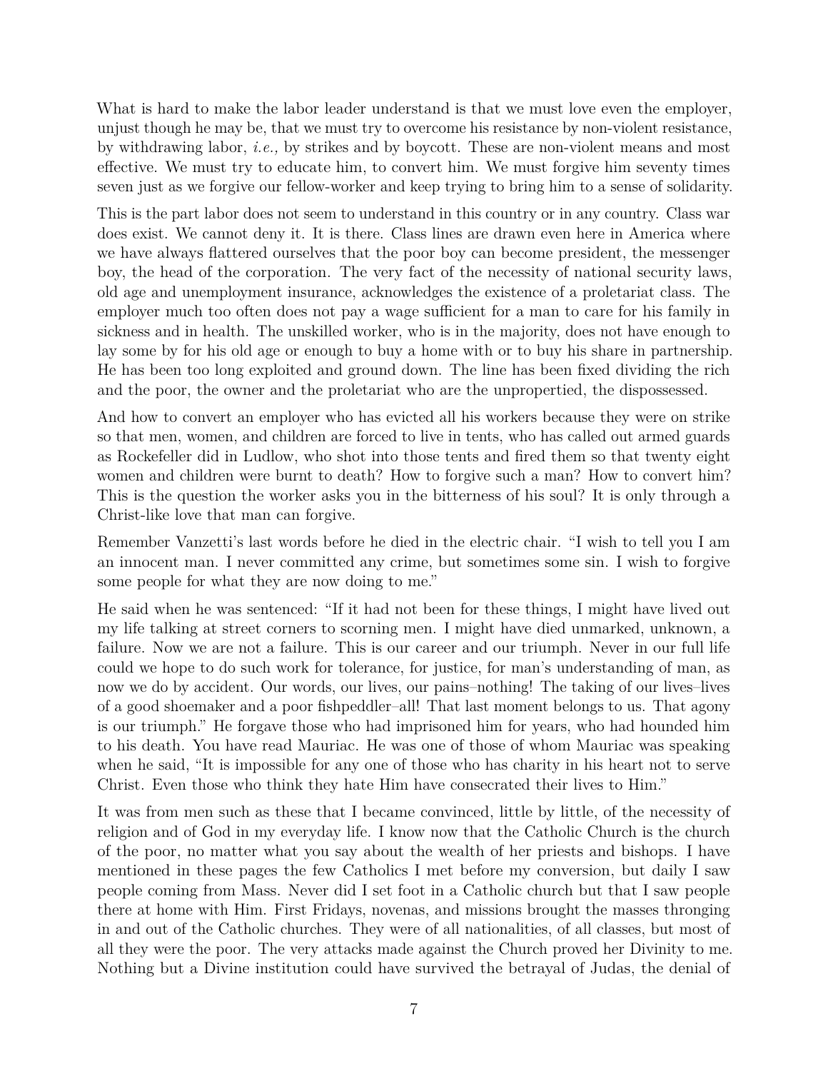What is hard to make the labor leader understand is that we must love even the employer, unjust though he may be, that we must try to overcome his resistance by non-violent resistance, by withdrawing labor, *i.e.,* by strikes and by boycott. These are non-violent means and most effective. We must try to educate him, to convert him. We must forgive him seventy times seven just as we forgive our fellow-worker and keep trying to bring him to a sense of solidarity.

This is the part labor does not seem to understand in this country or in any country. Class war does exist. We cannot deny it. It is there. Class lines are drawn even here in America where we have always flattered ourselves that the poor boy can become president, the messenger boy, the head of the corporation. The very fact of the necessity of national security laws, old age and unemployment insurance, acknowledges the existence of a proletariat class. The employer much too often does not pay a wage sufficient for a man to care for his family in sickness and in health. The unskilled worker, who is in the majority, does not have enough to lay some by for his old age or enough to buy a home with or to buy his share in partnership. He has been too long exploited and ground down. The line has been fixed dividing the rich and the poor, the owner and the proletariat who are the unpropertied, the dispossessed.

And how to convert an employer who has evicted all his workers because they were on strike so that men, women, and children are forced to live in tents, who has called out armed guards as Rockefeller did in Ludlow, who shot into those tents and fired them so that twenty eight women and children were burnt to death? How to forgive such a man? How to convert him? This is the question the worker asks you in the bitterness of his soul? It is only through a Christ-like love that man can forgive.

Remember Vanzetti's last words before he died in the electric chair. "I wish to tell you I am an innocent man. I never committed any crime, but sometimes some sin. I wish to forgive some people for what they are now doing to me."

He said when he was sentenced: "If it had not been for these things, I might have lived out my life talking at street corners to scorning men. I might have died unmarked, unknown, a failure. Now we are not a failure. This is our career and our triumph. Never in our full life could we hope to do such work for tolerance, for justice, for man's understanding of man, as now we do by accident. Our words, our lives, our pains–nothing! The taking of our lives–lives of a good shoemaker and a poor fishpeddler–all! That last moment belongs to us. That agony is our triumph." He forgave those who had imprisoned him for years, who had hounded him to his death. You have read Mauriac. He was one of those of whom Mauriac was speaking when he said, "It is impossible for any one of those who has charity in his heart not to serve Christ. Even those who think they hate Him have consecrated their lives to Him."

It was from men such as these that I became convinced, little by little, of the necessity of religion and of God in my everyday life. I know now that the Catholic Church is the church of the poor, no matter what you say about the wealth of her priests and bishops. I have mentioned in these pages the few Catholics I met before my conversion, but daily I saw people coming from Mass. Never did I set foot in a Catholic church but that I saw people there at home with Him. First Fridays, novenas, and missions brought the masses thronging in and out of the Catholic churches. They were of all nationalities, of all classes, but most of all they were the poor. The very attacks made against the Church proved her Divinity to me. Nothing but a Divine institution could have survived the betrayal of Judas, the denial of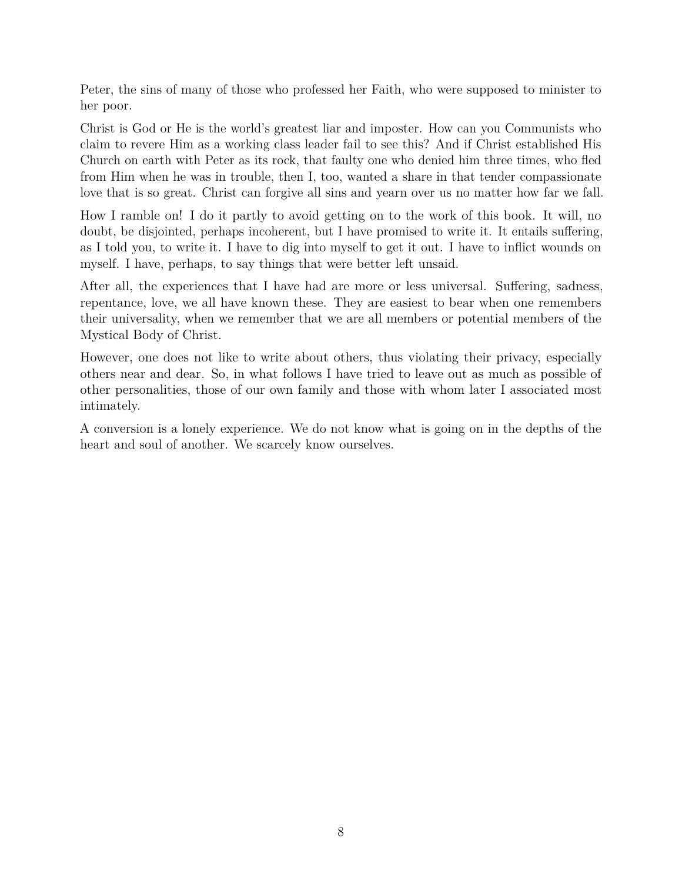Peter, the sins of many of those who professed her Faith, who were supposed to minister to her poor.

Christ is God or He is the world's greatest liar and imposter. How can you Communists who claim to revere Him as a working class leader fail to see this? And if Christ established His Church on earth with Peter as its rock, that faulty one who denied him three times, who fled from Him when he was in trouble, then I, too, wanted a share in that tender compassionate love that is so great. Christ can forgive all sins and yearn over us no matter how far we fall.

How I ramble on! I do it partly to avoid getting on to the work of this book. It will, no doubt, be disjointed, perhaps incoherent, but I have promised to write it. It entails suffering, as I told you, to write it. I have to dig into myself to get it out. I have to inflict wounds on myself. I have, perhaps, to say things that were better left unsaid.

After all, the experiences that I have had are more or less universal. Suffering, sadness, repentance, love, we all have known these. They are easiest to bear when one remembers their universality, when we remember that we are all members or potential members of the Mystical Body of Christ.

However, one does not like to write about others, thus violating their privacy, especially others near and dear. So, in what follows I have tried to leave out as much as possible of other personalities, those of our own family and those with whom later I associated most intimately.

A conversion is a lonely experience. We do not know what is going on in the depths of the heart and soul of another. We scarcely know ourselves.